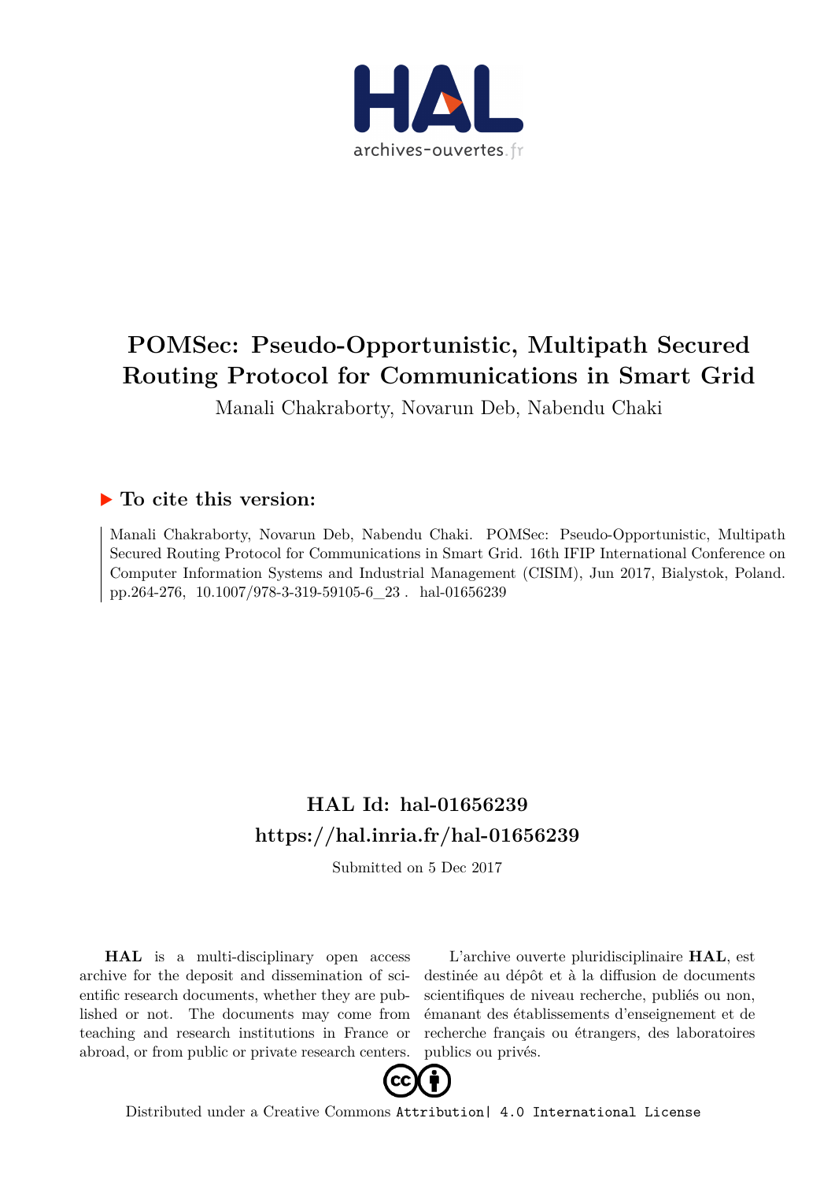# POMSec: Pseudo-Opportunistic, Multipath Secured Routing Protocol for Communications in Smart Grid

Manali Chakraborty, Novarun Deb, Nabendu Chaki

## ▶ To cite this version:

Manali Chakraborty, Novarun Deb, Nabendu Chaki. POMSec: Pseudo-Opportunistic, Multipath Secured Routing Protocol for Communications in Smart Grid. 16th IFIP International Conference on Computer Information Systems and Industrial Management (CISIM), Jun 2017, Bialystok, Poland. pp.264-276, 10.1007/978-3-319-59105-6_23 . hal-01656239

## HAL Id: hal-01656239

## https://hal.inria.fr/hal-01656239

Submitted on 5 Dec 2017

**HAL** is a multi-disciplinary open access archive for the deposit and dissemination of scientific research documents, whether they are published or not. The documents may come from teaching and research institutions in France or abroad, or from public or private research centers.

L'archive ouverte pluridisciplinaire **HAL**, est destinée au dépôt et à la diffusion de documents scientifiques de niveau recherche, publiés ou non, émanant des établissements d'enseignement et de recherche français ou étrangers, des laboratoires publics ou privés.

Distributed under a Creative Commons Attribution| 4.0 International License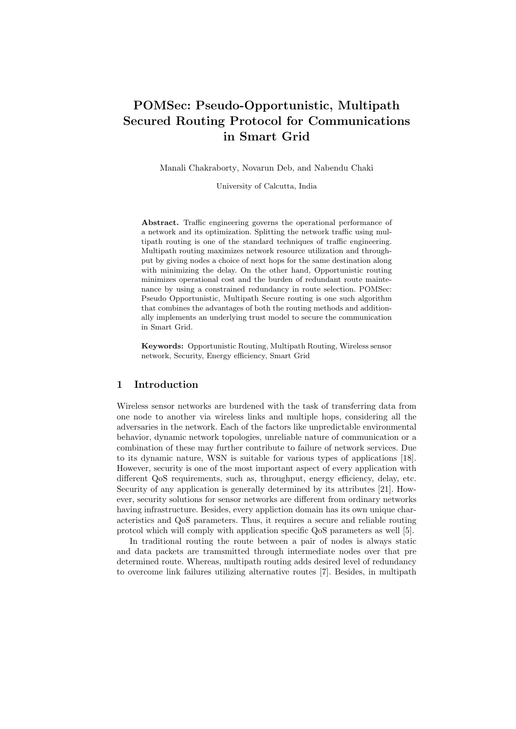# POMSec: Pseudo-Opportunistic, Multipath Secured Routing Protocol for Communications in Smart Grid

Manali Chakraborty, Novarun Deb, and Nabendu Chaki

University of Calcutta, India

**Abstract.** Traffic engineering governs the operational performance of a network and its optimization. Splitting the network traffic using multipath routing is one of the standard techniques of traffic engineering. Multipath routing maximizes network resource utilization and throughput by giving nodes a choice of next hops for the same destination along with minimizing the delay. On the other hand, Opportunistic routing minimizes operational cost and the burden of redundant route maintenance by using a constrained redundancy in route selection. POMSec: Pseudo Opportunistic, Multipath Secure routing is one such algorithm that combines the advantages of both the routing methods and additionally implements an underlying trust model to secure the communication in Smart Grid.

**Keywords:** Opportunistic Routing, Multipath Routing, Wireless sensor network, Security, Energy efficiency, Smart Grid

## 1 Introduction

Wireless sensor networks are burdened with the task of transferring data from one node to another via wireless links and multiple hops, considering all the adversaries in the network. Each of the factors like unpredictable environmental behavior, dynamic network topologies, unreliable nature of communication or a combination of these may further contribute to failure of network services. Due to its dynamic nature, WSN is suitable for various types of applications [18]. However, security is one of the most important aspect of every application with different QoS requirements, such as, throughput, energy efficiency, delay, etc. Security of any application is generally determined by its attributes [21]. However, security solutions for sensor networks are different from ordinary networks having infrastructure. Besides, every appliction domain has its own unique characteristics and QoS parameters. Thus, it requires a secure and reliable routing protcol which will comply with application specific QoS parameters as well [5].

In traditional routing the route between a pair of nodes is always static and data packets are tramsmitted through intermediate nodes over that pre determined route. Whereas, multipath routing adds desired level of redundancy to overcome link failures utilizing alternative routes [7]. Besides, in multipath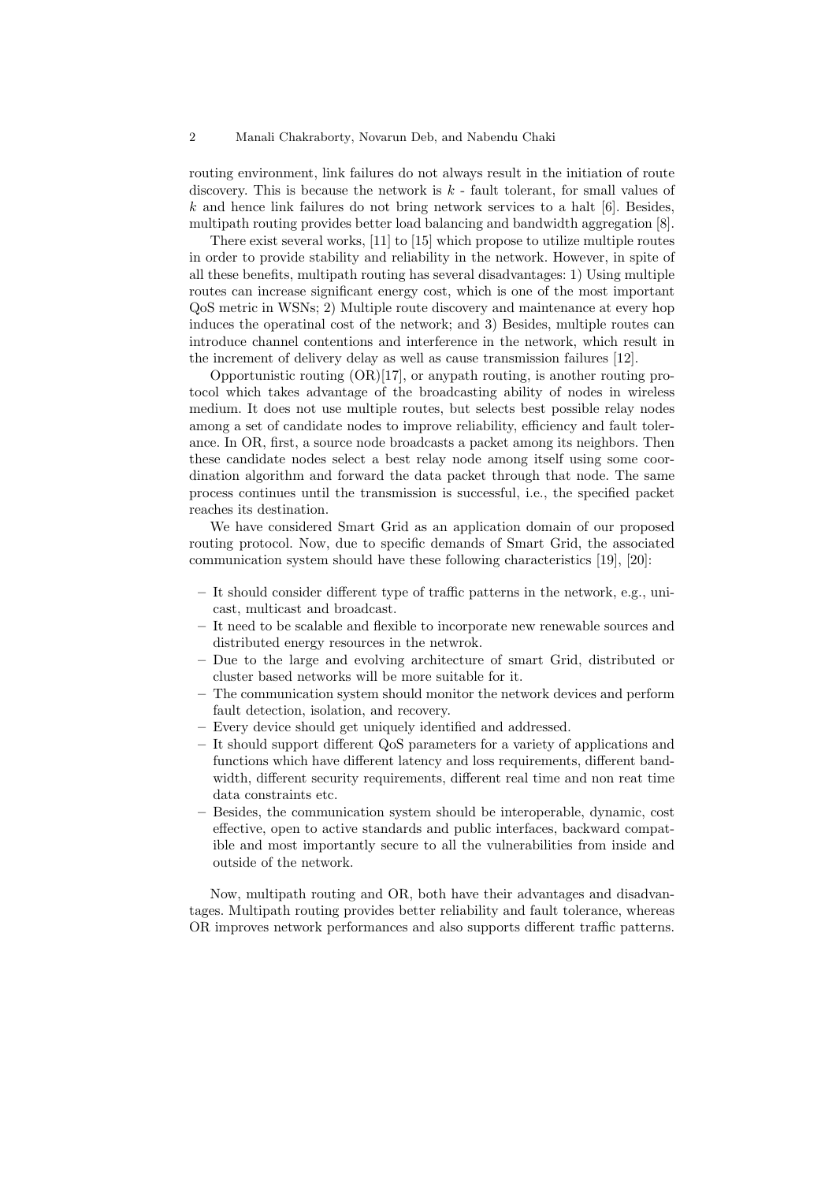routing environment, link failures do not always result in the initiation of route discovery. This is because the network is $k$ - fault tolerant, for small values of $k$ and hence link failures do not bring network services to a halt [6]. Besides, multipath routing provides better load balancing and bandwidth aggregation [8].

There exist several works, [11] to [15] which propose to utilize multiple routes in order to provide stability and reliability in the network. However, in spite of all these benefits, multipath routing has several disadvantages: 1) Using multiple routes can increase significant energy cost, which is one of the most important QoS metric in WSNs; 2) Multiple route discovery and maintenance at every hop induces the operatinal cost of the network; and 3) Besides, multiple routes can introduce channel contentions and interference in the network, which result in the increment of delivery delay as well as cause transmission failures [12].

Opportunistic routing (OR)[17], or anypath routing, is another routing protocol which takes advantage of the broadcasting ability of nodes in wireless medium. It does not use multiple routes, but selects best possible relay nodes among a set of candidate nodes to improve reliability, efficiency and fault tolerance. In OR, first, a source node broadcasts a packet among its neighbors. Then these candidate nodes select a best relay node among itself using some coordination algorithm and forward the data packet through that node. The same process continues until the transmission is successful, i.e., the specified packet reaches its destination.

We have considered Smart Grid as an application domain of our proposed routing protocol. Now, due to specific demands of Smart Grid, the associated communication system should have these following characteristics [19], [20]:

- It should consider different type of traffic patterns in the network, e.g., unicast, multicast and broadcast.
- It need to be scalable and flexible to incorporate new renewable sources and distributed energy resources in the netwrok.
- Due to the large and evolving architecture of smart Grid, distributed or cluster based networks will be more suitable for it.
- The communication system should monitor the network devices and perform fault detection, isolation, and recovery.
- Every device should get uniquely identified and addressed.
- It should support different QoS parameters for a variety of applications and functions which have different latency and loss requirements, different bandwidth, different security requirements, different real time and non reat time data constraints etc.
- Besides, the communication system should be interoperable, dynamic, cost effective, open to active standards and public interfaces, backward compatible and most importantly secure to all the vulnerabilities from inside and outside of the network.

Now, multipath routing and OR, both have their advantages and disadvantages. Multipath routing provides better reliability and fault tolerance, whereas OR improves network performances and also supports different traffic patterns.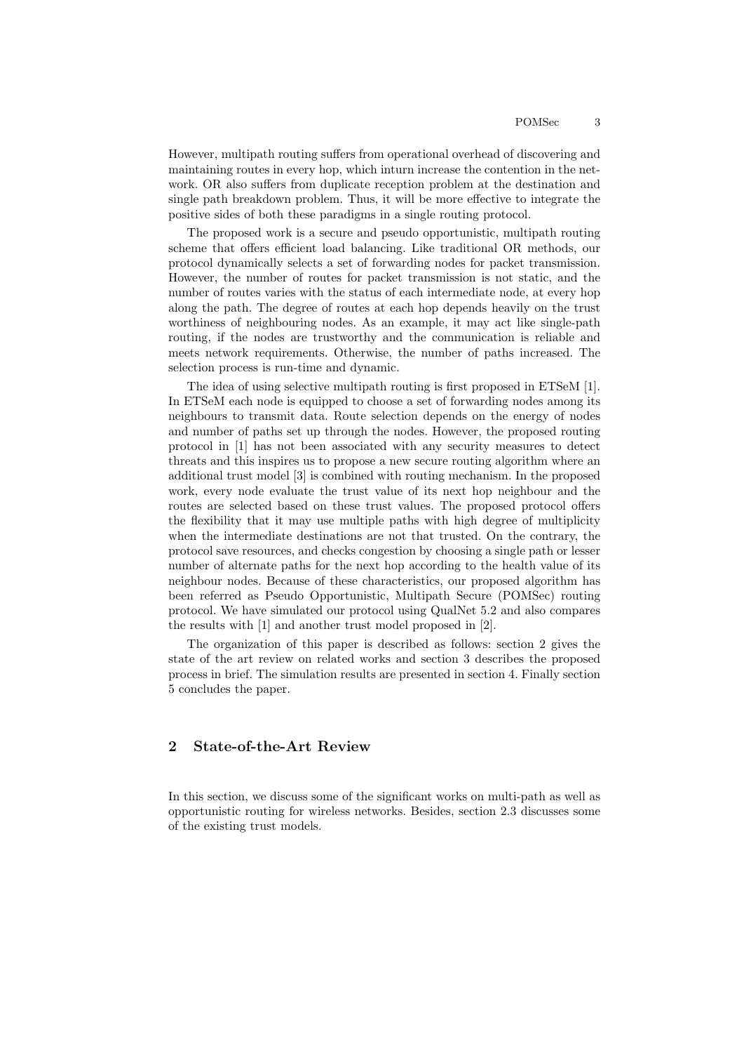However, multipath routing suffers from operational overhead of discovering and maintaining routes in every hop, which inturn increase the contention in the network. OR also suffers from duplicate reception problem at the destination and single path breakdown problem. Thus, it will be more effective to integrate the positive sides of both these paradigms in a single routing protocol.

The proposed work is a secure and pseudo opportunistic, multipath routing scheme that offers efficient load balancing. Like traditional OR methods, our protocol dynamically selects a set of forwarding nodes for packet transmission. However, the number of routes for packet transmission is not static, and the number of routes varies with the status of each intermediate node, at every hop along the path. The degree of routes at each hop depends heavily on the trust worthiness of neighbouring nodes. As an example, it may act like single-path routing, if the nodes are trustworthy and the communication is reliable and meets network requirements. Otherwise, the number of paths increased. The selection process is run-time and dynamic.

The idea of using selective multipath routing is first proposed in ETSeM [1]. In ETSeM each node is equipped to choose a set of forwarding nodes among its neighbours to transmit data. Route selection depends on the energy of nodes and number of paths set up through the nodes. However, the proposed routing protocol in [1] has not been associated with any security measures to detect threats and this inspires us to propose a new secure routing algorithm where an additional trust model [3] is combined with routing mechanism. In the proposed work, every node evaluate the trust value of its next hop neighbour and the routes are selected based on these trust values. The proposed protocol offers the flexibility that it may use multiple paths with high degree of multiplicity when the intermediate destinations are not that trusted. On the contrary, the protocol save resources, and checks congestion by choosing a single path or lesser number of alternate paths for the next hop according to the health value of its neighbour nodes. Because of these characteristics, our proposed algorithm has been referred as Pseudo Opportunistic, Multipath Secure (POMSec) routing protocol. We have simulated our protocol using QualNet 5.2 and also compares the results with [1] and another trust model proposed in [2].

The organization of this paper is described as follows: section 2 gives the state of the art review on related works and section 3 describes the proposed process in brief. The simulation results are presented in section 4. Finally section 5 concludes the paper.

## 2 State-of-the-Art Review

In this section, we discuss some of the significant works on multi-path as well as opportunistic routing for wireless networks. Besides, section 2.3 discusses some of the existing trust models.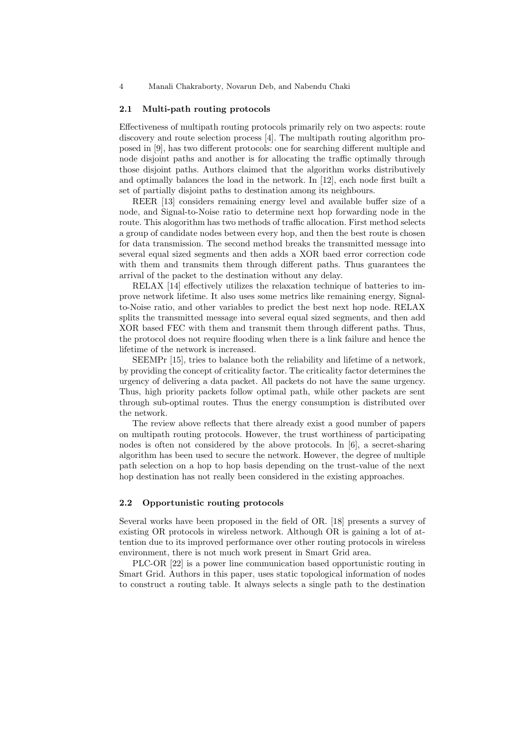### 2.1 Multi-path routing protocols

Effectiveness of multipath routing protocols primarily rely on two aspects: route discovery and route selection process [4]. The multipath routing algorithm proposed in [9], has two different protocols: one for searching different multiple and node disjoint paths and another is for allocating the traffic optimally through those disjoint paths. Authors claimed that the algorithm works distributively and optimally balances the load in the network. In [12], each node first built a set of partially disjoint paths to destination among its neighbours.

REER [13] considers remaining energy level and available buffer size of a node, and Signal-to-Noise ratio to determine next hop forwarding node in the route. This alogorithm has two methods of traffic allocation. First method selects a group of candidate nodes between every hop, and then the best route is chosen for data transmission. The second method breaks the transmitted message into several equal sized segments and then adds a XOR baed error correction code with them and transmits them through different paths. Thus guarantees the arrival of the packet to the destination without any delay.

RELAX [14] effectively utilizes the relaxation technique of batteries to improve network lifetime. It also uses some metrics like remaining energy, Signal-to-Noise ratio, and other variables to predict the best next hop node. RELAX splits the transmitted message into several equal sized segments, and then add XOR based FEC with them and transmit them through different paths. Thus, the protocol does not require flooding when there is a link failure and hence the lifetime of the network is increased.

SEEMPr [15], tries to balance both the reliability and lifetime of a network, by providing the concept of criticality factor. The criticality factor determines the urgency of delivering a data packet. All packets do not have the same urgency. Thus, high priority packets follow optimal path, while other packets are sent through sub-optimal routes. Thus the energy consumption is distributed over the network.

The review above reflects that there already exist a good number of papers on multipath routing protocols. However, the trust worthiness of participating nodes is often not considered by the above protocols. In [6], a secret-sharing algorithm has been used to secure the network. However, the degree of multiple path selection on a hop to hop basis depending on the trust-value of the next hop destination has not really been considered in the existing approaches.

### 2.2 Opportunistic routing protocols

Several works have been proposed in the field of OR. [18] presents a survey of existing OR protocols in wireless network. Although OR is gaining a lot of attention due to its improved performance over other routing protocols in wireless environment, there is not much work present in Smart Grid area.

PLC-OR [22] is a power line communication based opportunistic routing in Smart Grid. Authors in this paper, uses static topological information of nodes to construct a routing table. It always selects a single path to the destination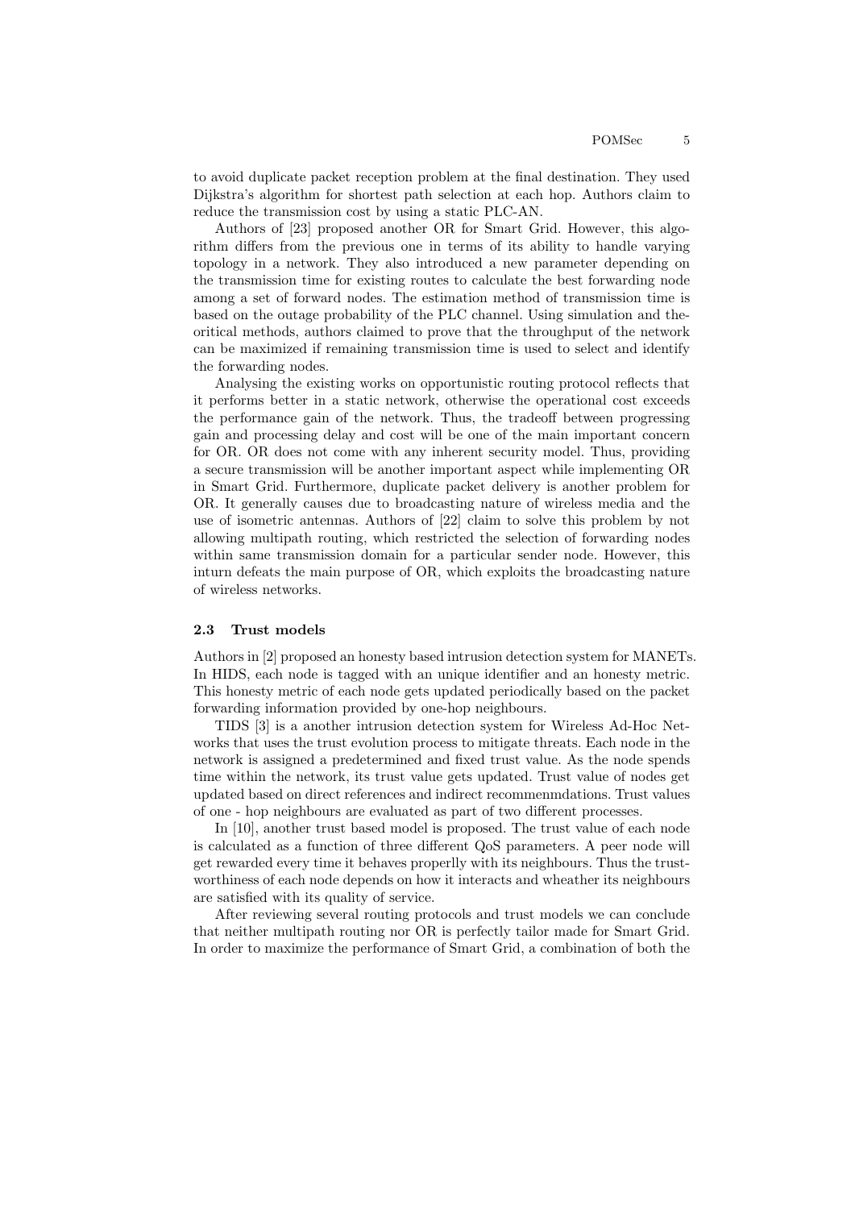to avoid duplicate packet reception problem at the final destination. They used Dijkstra's algorithm for shortest path selection at each hop. Authors claim to reduce the transmission cost by using a static PLC-AN.

Authors of [23] proposed another OR for Smart Grid. However, this algorithm differs from the previous one in terms of its ability to handle varying topology in a network. They also introduced a new parameter depending on the transmission time for existing routes to calculate the best forwarding node among a set of forward nodes. The estimation method of transmission time is based on the outage probability of the PLC channel. Using simulation and theoritical methods, authors claimed to prove that the throughput of the network can be maximized if remaining transmission time is used to select and identify the forwarding nodes.

Analysing the existing works on opportunistic routing protocol reflects that it performs better in a static network, otherwise the operational cost exceeds the performance gain of the network. Thus, the tradeoff between progressing gain and processing delay and cost will be one of the main important concern for OR. OR does not come with any inherent security model. Thus, providing a secure transmission will be another important aspect while implementing OR in Smart Grid. Furthermore, duplicate packet delivery is another problem for OR. It generally causes due to broadcasting nature of wireless media and the use of isometric antennas. Authors of [22] claim to solve this problem by not allowing multipath routing, which restricted the selection of forwarding nodes within same transmission domain for a particular sender node. However, this inturn defeats the main purpose of OR, which exploits the broadcasting nature of wireless networks.

### 2.3 Trust models

Authors in [2] proposed an honesty based intrusion detection system for MANETs. In HIDS, each node is tagged with an unique identifier and an honesty metric. This honesty metric of each node gets updated periodically based on the packet forwarding information provided by one-hop neighbours.

TIDS [3] is a another intrusion detection system for Wireless Ad-Hoc Networks that uses the trust evolution process to mitigate threats. Each node in the network is assigned a predetermined and fixed trust value. As the node spends time within the network, its trust value gets updated. Trust value of nodes get updated based on direct references and indirect recommenmdations. Trust values of one - hop neighbours are evaluated as part of two different processes.

In [10], another trust based model is proposed. The trust value of each node is calculated as a function of three different QoS parameters. A peer node will get rewarded every time it behaves properlly with its neighbours. Thus the trustworthiness of each node depends on how it interacts and wheather its neighbours are satisfied with its quality of service.

After reviewing several routing protocols and trust models we can conclude that neither multipath routing nor OR is perfectly tailor made for Smart Grid. In order to maximize the performance of Smart Grid, a combination of both the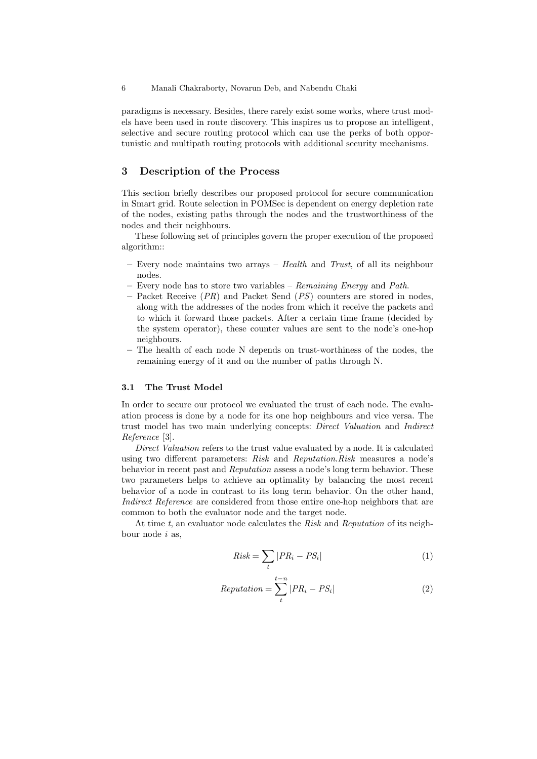paradigms is necessary. Besides, there rarely exist some works, where trust models have been used in route discovery. This inspires us to propose an intelligent, selective and secure routing protocol which can use the perks of both opportunistic and multipath routing protocols with additional security mechanisms.

## 3 Description of the Process

This section briefly describes our proposed protocol for secure communication in Smart grid. Route selection in POMSec is dependent on energy depletion rate of the nodes, existing paths through the nodes and the trustworthiness of the nodes and their neighbours.

These following set of principles govern the proper execution of the proposed algorithm::

- Every node maintains two arrays – *Health* and *Trust*, of all its neighbour nodes.
- Every node has to store two variables – *Remaining Energy* and *Path*.
- Packet Receive (*PR*) and Packet Send (*PS*) counters are stored in nodes, along with the addresses of the nodes from which it receive the packets and to which it forward those packets. After a certain time frame (decided by the system operator), these counter values are sent to the node's one-hop neighbours.
- The health of each node N depends on trust-worthiness of the nodes, the remaining energy of it and on the number of paths through N.

### 3.1 The Trust Model

In order to secure our protocol we evaluated the trust of each node. The evaluation process is done by a node for its one hop neighbours and vice versa. The trust model has two main underlying concepts: *Direct Valuation* and *Indirect Reference* [3].

*Direct Valuation* refers to the trust value evaluated by a node. It is calculated using two different parameters: *Risk* and *Reputation*.*Risk* measures a node's behavior in recent past and *Reputation* assess a node's long term behavior. These two parameters helps to achieve an optimality by balancing the most recent behavior of a node in contrast to its long term behavior. On the other hand, *Indirect Reference* are considered from those entire one-hop neighbors that are common to both the evaluator node and the target node.

At time $t$, an evaluator node calculates the *Risk* and *Reputation* of its neighbour node $i$ as,

$$Risk = \sum_{t} |PR_i - PS_i| \tag{1}$$

$$Reputation = \sum_{t}^{t-n} |PR_i - PS_i| \tag{2}$$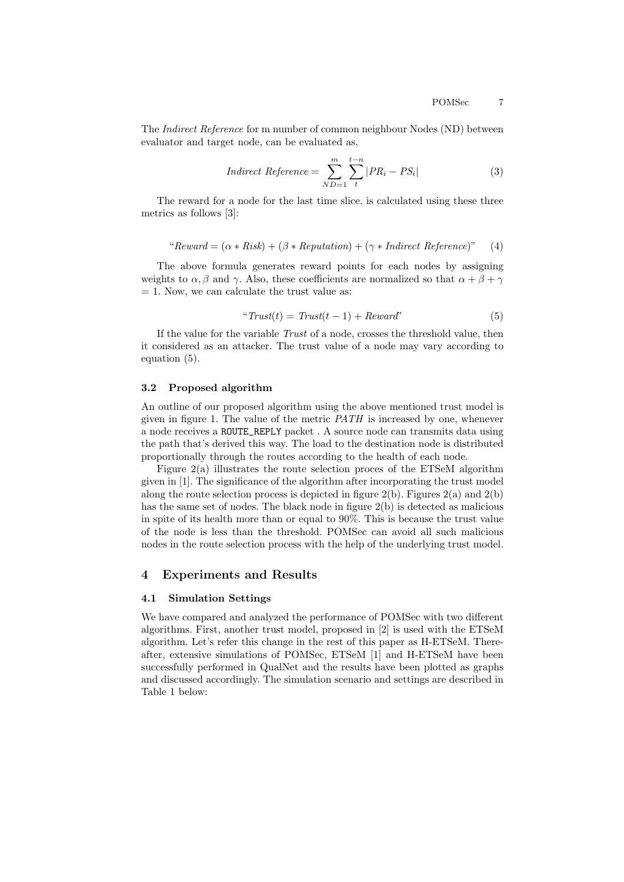The *Indirect Reference* for m number of common neighbour Nodes (ND) between evaluator and target node, can be evaluated as,

$$Indirect\ Reference = \sum_{ND=1}^{m} \sum_{t}^{t-n} |PR_i - PS_i| \tag{3}$$

The reward for a node for the last time slice, is calculated using these three metrics as follows [3]:

$$\text{“}Reward = (\alpha * Risk) + (\beta * Reputation) + (\gamma * Indirect\ Reference)\text{”} \tag{4}$$

The above formula generates reward points for each nodes by assigning weights to $\alpha, \beta$ and $\gamma$. Also, these coefficients are normalized so that $\alpha + \beta + \gamma = 1$. Now, we can calculate the trust value as:

$$\text{“}Trust(t) = Trust(t-1) + Reward\text{”} \tag{5}$$

If the value for the variable *Trust* of a node, crosses the threshold value, then it considered as an attacker. The trust value of a node may vary according to equation (5).

### 3.2 Proposed algorithm

An outline of our proposed algorithm using the above mentioned trust model is given in figure 1. The value of the metric *PATH* is increased by one, whenever a node receives a `ROUTE_REPLY` packet . A source node can transmits data using the path that's derived this way. The load to the destination node is distributed proportionally through the routes according to the health of each node.

Figure 2(a) illustrates the route selection proces of the ETSeM algorithm given in [1]. The significance of the algorithm after incorporating the trust model along the route selection process is depicted in figure 2(b). Figures 2(a) and 2(b) has the same set of nodes. The black node in figure 2(b) is detected as malicious in spite of its health more than or equal to 90%. This is because the trust value of the node is less than the threshold. POMSec can avoid all such malicious nodes in the route selection process with the help of the underlying trust model.

## 4 Experiments and Results

### 4.1 Simulation Settings

We have compared and analyzed the performance of POMSec with two different algorithms. First, another trust model, proposed in [2] is used with the ETSeM algorithm. Let's refer this change in the rest of this paper as H-ETSeM. Thereafter, extensive simulations of POMSec, ETSeM [1] and H-ETSeM have been successfully performed in QualNet and the results have been plotted as graphs and discussed accordingly. The simulation scenario and settings are described in Table 1 below: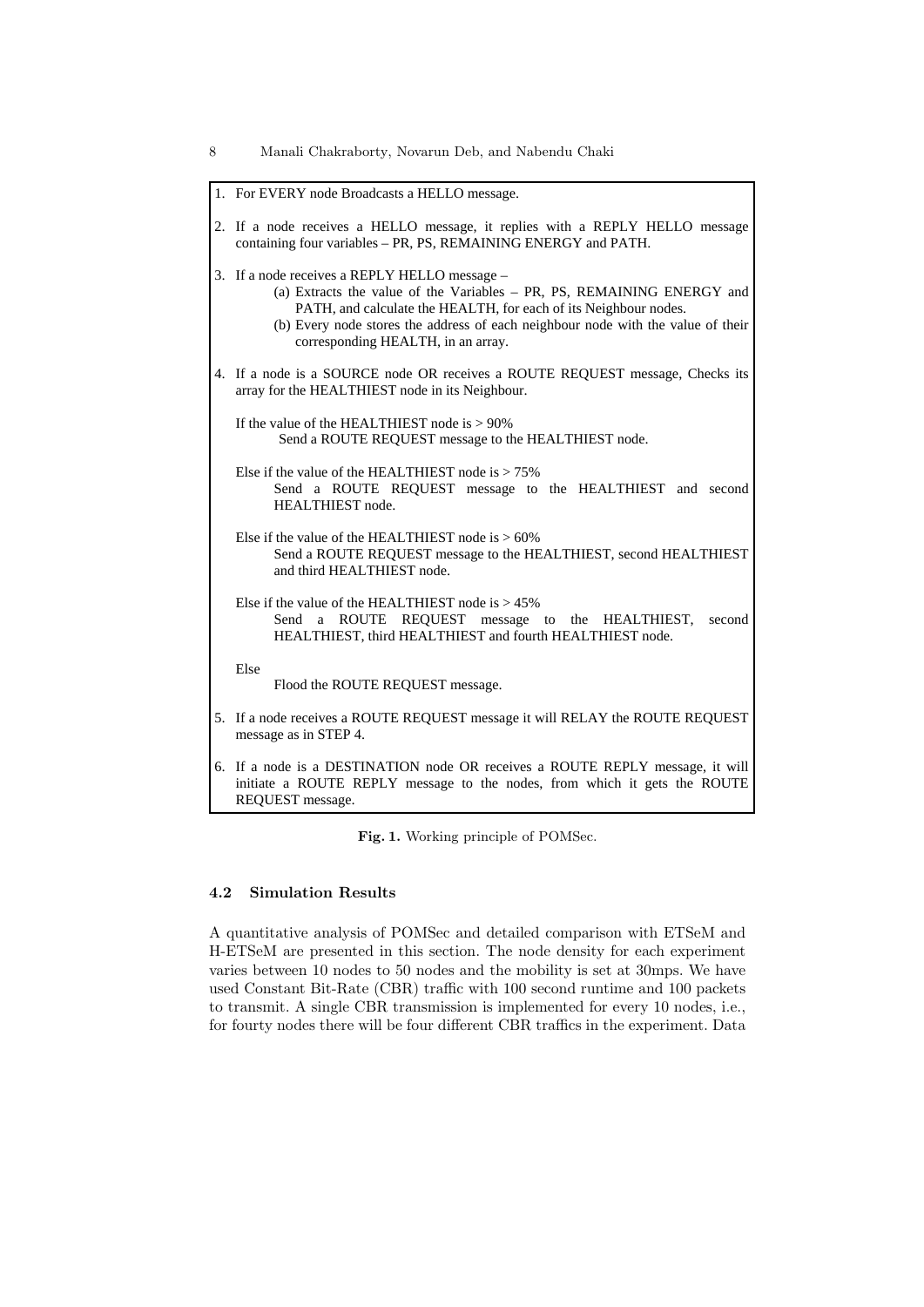1. For EVERY node Broadcasts a HELLO message.

2. If a node receives a HELLO message, it replies with a REPLY HELLO message containing four variables – PR, PS, REMAINING ENERGY and PATH.

3. If a node receives a REPLY HELLO message –
   (a) Extracts the value of the Variables – PR, PS, REMAINING ENERGY and PATH, and calculate the HEALTH, for each of its Neighbour nodes.
   (b) Every node stores the address of each neighbour node with the value of their corresponding HEALTH, in an array.

4. If a node is a SOURCE node OR receives a ROUTE REQUEST message, Checks its array for the HEALTHIEST node in its Neighbour.

   If the value of the HEALTHIEST node is > 90%
   Send a ROUTE REQUEST message to the HEALTHIEST node.

   Else if the value of the HEALTHIEST node is > 75%
   Send a ROUTE REQUEST message to the HEALTHIEST and second HEALTHIEST node.

   Else if the value of the HEALTHIEST node is > 60%
   Send a ROUTE REQUEST message to the HEALTHIEST, second HEALTHIEST and third HEALTHIEST node.

   Else if the value of the HEALTHIEST node is > 45%
   Send a ROUTE REQUEST message to the HEALTHIEST, second HEALTHIEST, third HEALTHIEST and fourth HEALTHIEST node.

   Else
   Flood the ROUTE REQUEST message.

5. If a node receives a ROUTE REQUEST message it will RELAY the ROUTE REQUEST message as in STEP 4.

6. If a node is a DESTINATION node OR receives a ROUTE REPLY message, it will initiate a ROUTE REPLY message to the nodes, from which it gets the ROUTE REQUEST message.

**Fig. 1.** Working principle of POMSec.

### 4.2 Simulation Results

A quantitative analysis of POMSec and detailed comparison with ETSeM and H-ETSeM are presented in this section. The node density for each experiment varies between 10 nodes to 50 nodes and the mobility is set at 30mps. We have used Constant Bit-Rate (CBR) traffic with 100 second runtime and 100 packets to transmit. A single CBR transmission is implemented for every 10 nodes, i.e., for fourty nodes there will be four different CBR traffics in the experiment. Data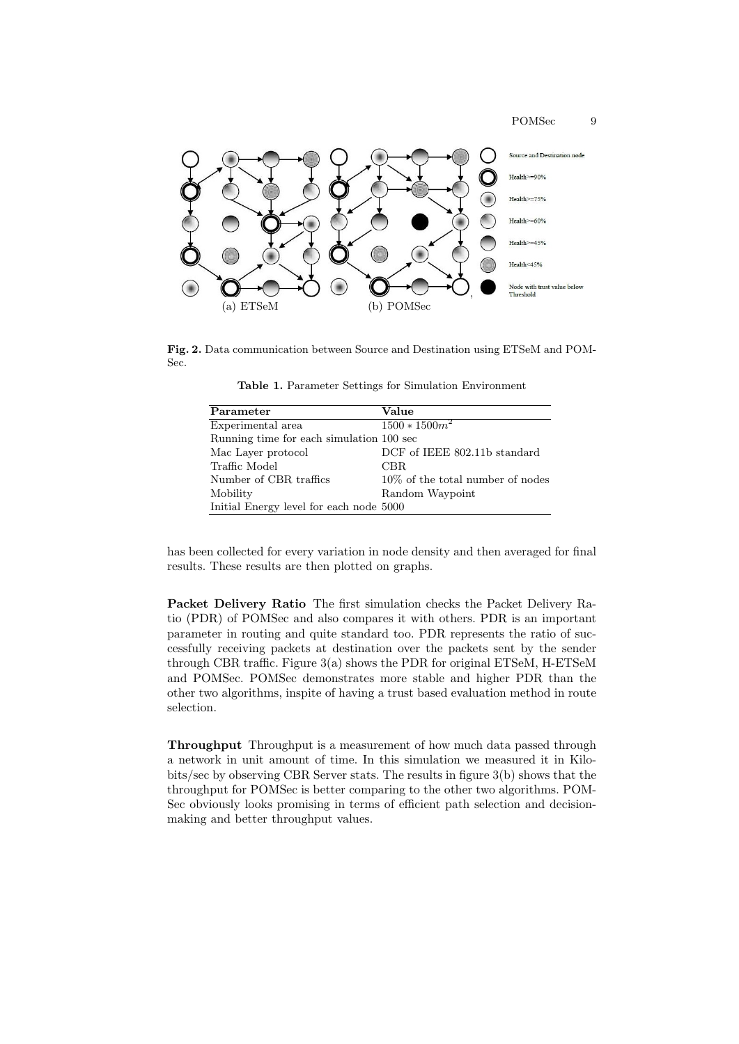(a) ETSeM (b) POMSec

Source and Destination node
Health>=90%
Health>=75%
Health>=60%
Health>=45%
Health<45%
Node with trust value below Threshold

**Fig. 2.** Data communication between Source and Destination using ETSeM and POMSec.

**Table 1.** Parameter Settings for Simulation Environment

| Parameter | Value |
|---|---|
| Experimental area | $1500 * 1500m^2$ |
| Running time for each simulation | 100 sec |
| Mac Layer protocol | DCF of IEEE 802.11b standard |
| Traffic Model | CBR |
| Number of CBR traffics | 10% of the total number of nodes |
| Mobility | Random Waypoint |
| Initial Energy level for each node | 5000 |

has been collected for every variation in node density and then averaged for final results. These results are then plotted on graphs.

**Packet Delivery Ratio** The first simulation checks the Packet Delivery Ratio (PDR) of POMSec and also compares it with others. PDR is an important parameter in routing and quite standard too. PDR represents the ratio of successfully receiving packets at destination over the packets sent by the sender through CBR traffic. Figure 3(a) shows the PDR for original ETSeM, H-ETSeM and POMSec. POMSec demonstrates more stable and higher PDR than the other two algorithms, inspite of having a trust based evaluation method in route selection.

**Throughput** Throughput is a measurement of how much data passed through a network in unit amount of time. In this simulation we measured it in Kilobits/sec by observing CBR Server stats. The results in figure 3(b) shows that the throughput for POMSec is better comparing to the other two algorithms. POMSec obviously looks promising in terms of efficient path selection and decision-making and better throughput values.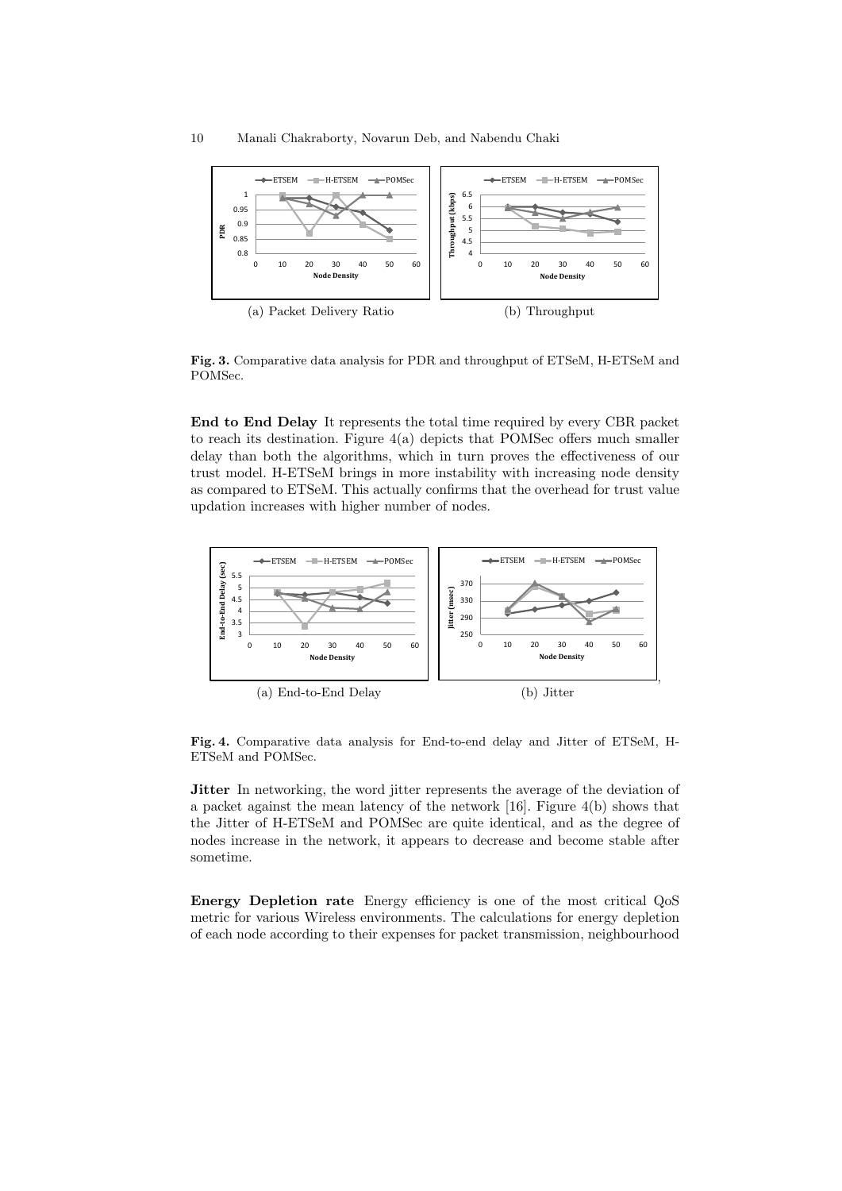(a) Packet Delivery Ratio

(b) Throughput

**Fig. 3.** Comparative data analysis for PDR and throughput of ETSeM, H-ETSeM and POMSec.

**End to End Delay** It represents the total time required by every CBR packet to reach its destination. Figure 4(a) depicts that POMSec offers much smaller delay than both the algorithms, which in turn proves the effectiveness of our trust model. H-ETSeM brings in more instability with increasing node density as compared to ETSeM. This actually confirms that the overhead for trust value updation increases with higher number of nodes.

(a) End-to-End Delay

(b) Jitter

**Fig. 4.** Comparative data analysis for End-to-end delay and Jitter of ETSeM, H-ETSeM and POMSec.

**Jitter** In networking, the word jitter represents the average of the deviation of a packet against the mean latency of the network [16]. Figure 4(b) shows that the Jitter of H-ETSeM and POMSec are quite identical, and as the degree of nodes increase in the network, it appears to decrease and become stable after sometime.

**Energy Depletion rate** Energy efficiency is one of the most critical QoS metric for various Wireless environments. The calculations for energy depletion of each node according to their expenses for packet transmission, neighbourhood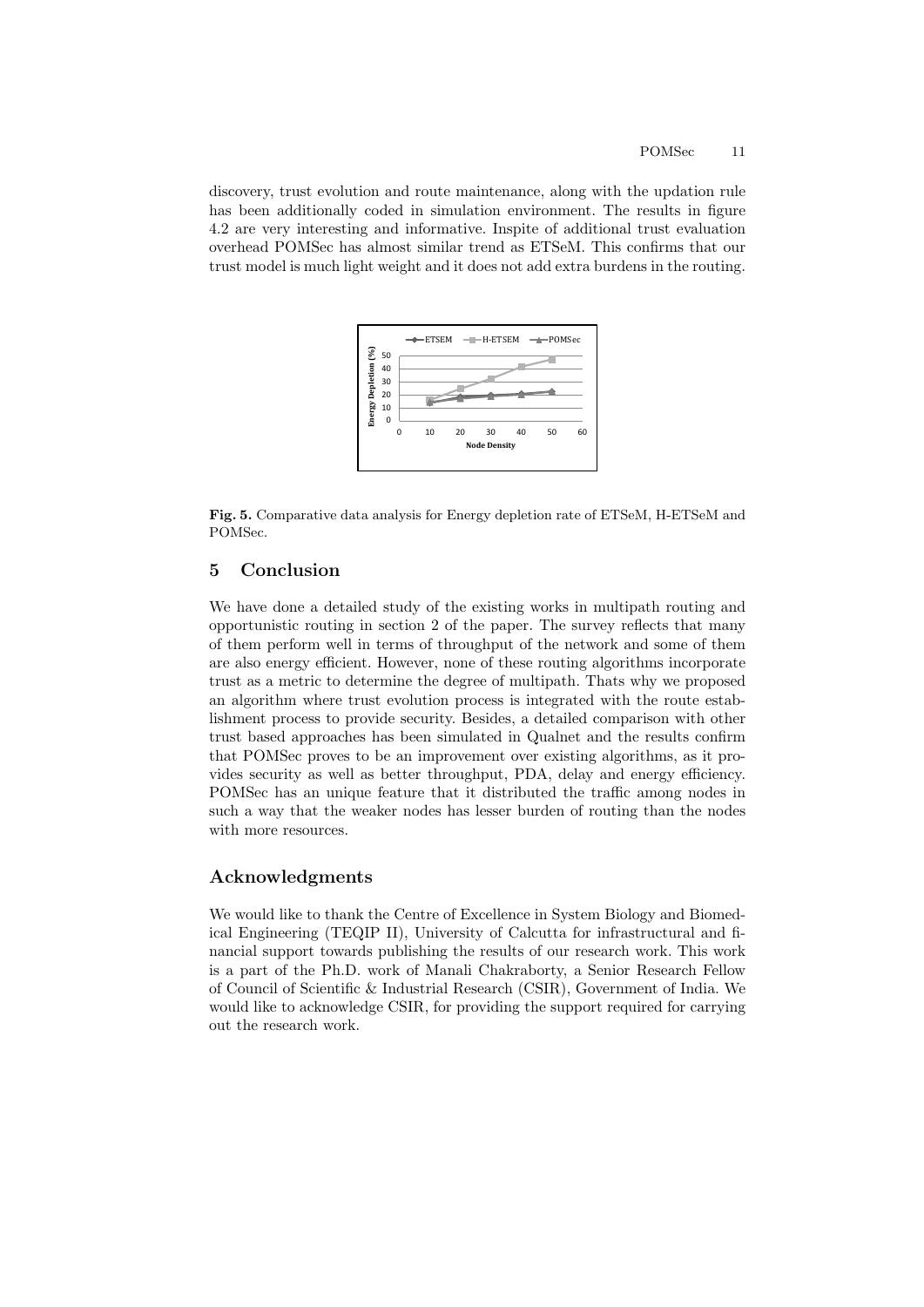discovery, trust evolution and route maintenance, along with the updation rule has been additionally coded in simulation environment. The results in figure 4.2 are very interesting and informative. Inspite of additional trust evaluation overhead POMSec has almost similar trend as ETSeM. This confirms that our trust model is much light weight and it does not add extra burdens in the routing.

**Fig. 5.** Comparative data analysis for Energy depletion rate of ETSeM, H-ETSeM and POMSec.

## 5 Conclusion

We have done a detailed study of the existing works in multipath routing and opportunistic routing in section 2 of the paper. The survey reflects that many of them perform well in terms of throughput of the network and some of them are also energy efficient. However, none of these routing algorithms incorporate trust as a metric to determine the degree of multipath. Thats why we proposed an algorithm where trust evolution process is integrated with the route establishment process to provide security. Besides, a detailed comparison with other trust based approaches has been simulated in Qualnet and the results confirm that POMSec proves to be an improvement over existing algorithms, as it provides security as well as better throughput, PDA, delay and energy efficiency. POMSec has an unique feature that it distributed the traffic among nodes in such a way that the weaker nodes has lesser burden of routing than the nodes with more resources.

## Acknowledgments

We would like to thank the Centre of Excellence in System Biology and Biomedical Engineering (TEQIP II), University of Calcutta for infrastructural and financial support towards publishing the results of our research work. This work is a part of the Ph.D. work of Manali Chakraborty, a Senior Research Fellow of Council of Scientific & Industrial Research (CSIR), Government of India. We would like to acknowledge CSIR, for providing the support required for carrying out the research work.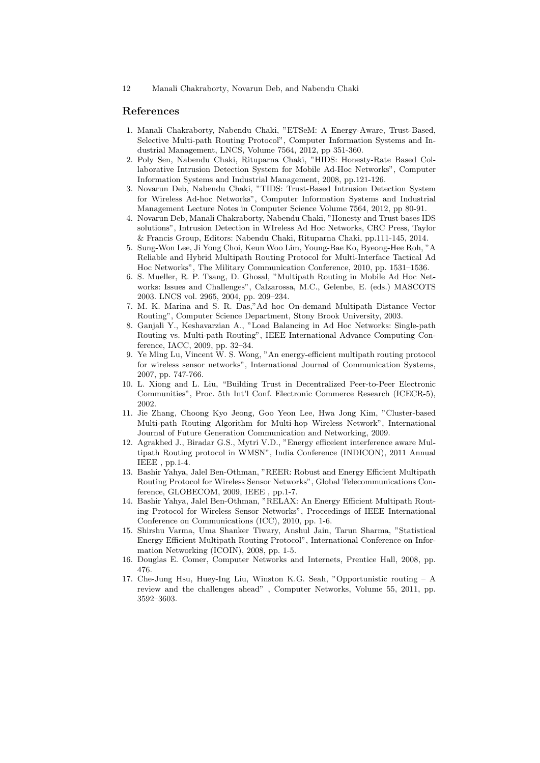## References

1. Manali Chakraborty, Nabendu Chaki, "ETSeM: A Energy-Aware, Trust-Based, Selective Multi-path Routing Protocol", Computer Information Systems and Industrial Management, LNCS, Volume 7564, 2012, pp 351-360.
2. Poly Sen, Nabendu Chaki, Rituparna Chaki, "HIDS: Honesty-Rate Based Collaborative Intrusion Detection System for Mobile Ad-Hoc Networks", Computer Information Systems and Industrial Management, 2008, pp.121-126.
3. Novarun Deb, Nabendu Chaki, "TIDS: Trust-Based Intrusion Detection System for Wireless Ad-hoc Networks", Computer Information Systems and Industrial Management Lecture Notes in Computer Science Volume 7564, 2012, pp 80-91.
4. Novarun Deb, Manali Chakraborty, Nabendu Chaki, "Honesty and Trust bases IDS solutions", Intrusion Detection in WIreless Ad Hoc Networks, CRC Press, Taylor & Francis Group, Editors: Nabendu Chaki, Rituparna Chaki, pp.111-145, 2014.
5. Sung-Won Lee, Ji Yong Choi, Keun Woo Lim, Young-Bae Ko, Byeong-Hee Roh, "A Reliable and Hybrid Multipath Routing Protocol for Multi-Interface Tactical Ad Hoc Networks", The Military Communication Conference, 2010, pp. 1531–1536.
6. S. Mueller, R. P. Tsang, D. Ghosal, "Multipath Routing in Mobile Ad Hoc Networks: Issues and Challenges", Calzarossa, M.C., Gelenbe, E. (eds.) MASCOTS 2003. LNCS vol. 2965, 2004, pp. 209–234.
7. M. K. Marina and S. R. Das,"Ad hoc On-demand Multipath Distance Vector Routing", Computer Science Department, Stony Brook University, 2003.
8. Ganjali Y., Keshavarzian A., "Load Balancing in Ad Hoc Networks: Single-path Routing vs. Multi-path Routing", IEEE International Advance Computing Conference, IACC, 2009, pp. 32–34.
9. Ye Ming Lu, Vincent W. S. Wong, "An energy-efficient multipath routing protocol for wireless sensor networks", International Journal of Communication Systems, 2007, pp. 747-766.
10. L. Xiong and L. Liu, "Building Trust in Decentralized Peer-to-Peer Electronic Communities", Proc. 5th Int'l Conf. Electronic Commerce Research (ICECR-5), 2002.
11. Jie Zhang, Choong Kyo Jeong, Goo Yeon Lee, Hwa Jong Kim, "Cluster-based Multi-path Routing Algorithm for Multi-hop Wireless Network", International Journal of Future Generation Communication and Networking, 2009.
12. Agrakhed J., Biradar G.S., Mytri V.D., "Energy efficeient interference aware Multipath Routing protocol in WMSN", India Conference (INDICON), 2011 Annual IEEE , pp.1-4.
13. Bashir Yahya, Jalel Ben-Othman, "REER: Robust and Energy Efficient Multipath Routing Protocol for Wireless Sensor Networks", Global Telecommunications Conference, GLOBECOM, 2009, IEEE , pp.1-7.
14. Bashir Yahya, Jalel Ben-Othman, "RELAX: An Energy Efficient Multipath Routing Protocol for Wireless Sensor Networks", Proceedings of IEEE International Conference on Communications (ICC), 2010, pp. 1-6.
15. Shirshu Varma, Uma Shanker Tiwary, Anshul Jain, Tarun Sharma, "Statistical Energy Efficient Multipath Routing Protocol", International Conference on Information Networking (ICOIN), 2008, pp. 1-5.
16. Douglas E. Comer, Computer Networks and Internets, Prentice Hall, 2008, pp. 476.
17. Che-Jung Hsu, Huey-Ing Liu, Winston K.G. Seah, "Opportunistic routing – A review and the challenges ahead" , Computer Networks, Volume 55, 2011, pp. 3592–3603.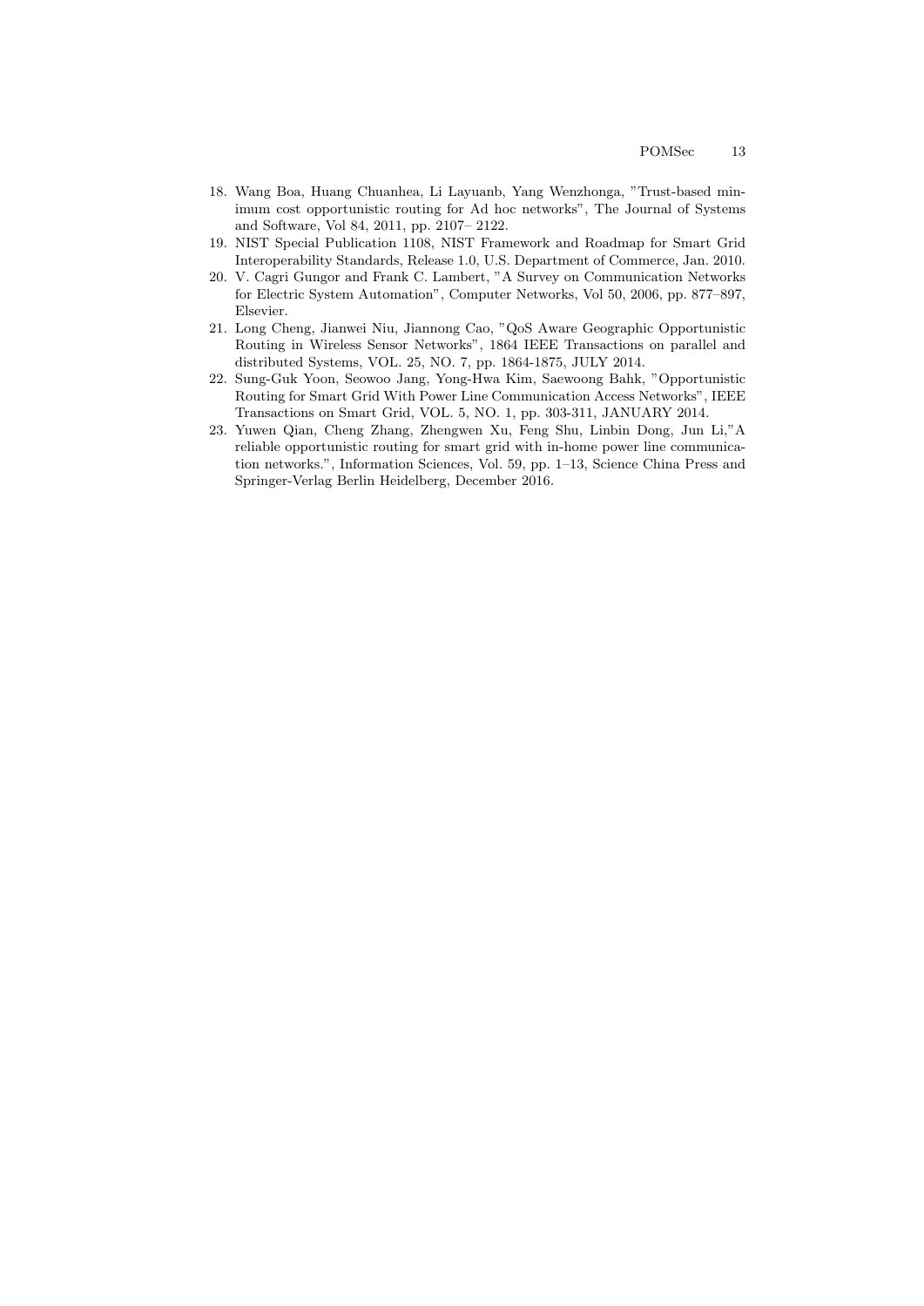18. Wang Boa, Huang Chuanhea, Li Layuanb, Yang Wenzhonga, "Trust-based minimum cost opportunistic routing for Ad hoc networks", The Journal of Systems and Software, Vol 84, 2011, pp. 2107– 2122.
19. NIST Special Publication 1108, NIST Framework and Roadmap for Smart Grid Interoperability Standards, Release 1.0, U.S. Department of Commerce, Jan. 2010.
20. V. Cagri Gungor and Frank C. Lambert, "A Survey on Communication Networks for Electric System Automation", Computer Networks, Vol 50, 2006, pp. 877–897, Elsevier.
21. Long Cheng, Jianwei Niu, Jiannong Cao, "QoS Aware Geographic Opportunistic Routing in Wireless Sensor Networks", 1864 IEEE Transactions on parallel and distributed Systems, VOL. 25, NO. 7, pp. 1864-1875, JULY 2014.
22. Sung-Guk Yoon, Seowoo Jang, Yong-Hwa Kim, Saewoong Bahk, "Opportunistic Routing for Smart Grid With Power Line Communication Access Networks", IEEE Transactions on Smart Grid, VOL. 5, NO. 1, pp. 303-311, JANUARY 2014.
23. Yuwen Qian, Cheng Zhang, Zhengwen Xu, Feng Shu, Linbin Dong, Jun Li,"A reliable opportunistic routing for smart grid with in-home power line communication networks.", Information Sciences, Vol. 59, pp. 1–13, Science China Press and Springer-Verlag Berlin Heidelberg, December 2016.